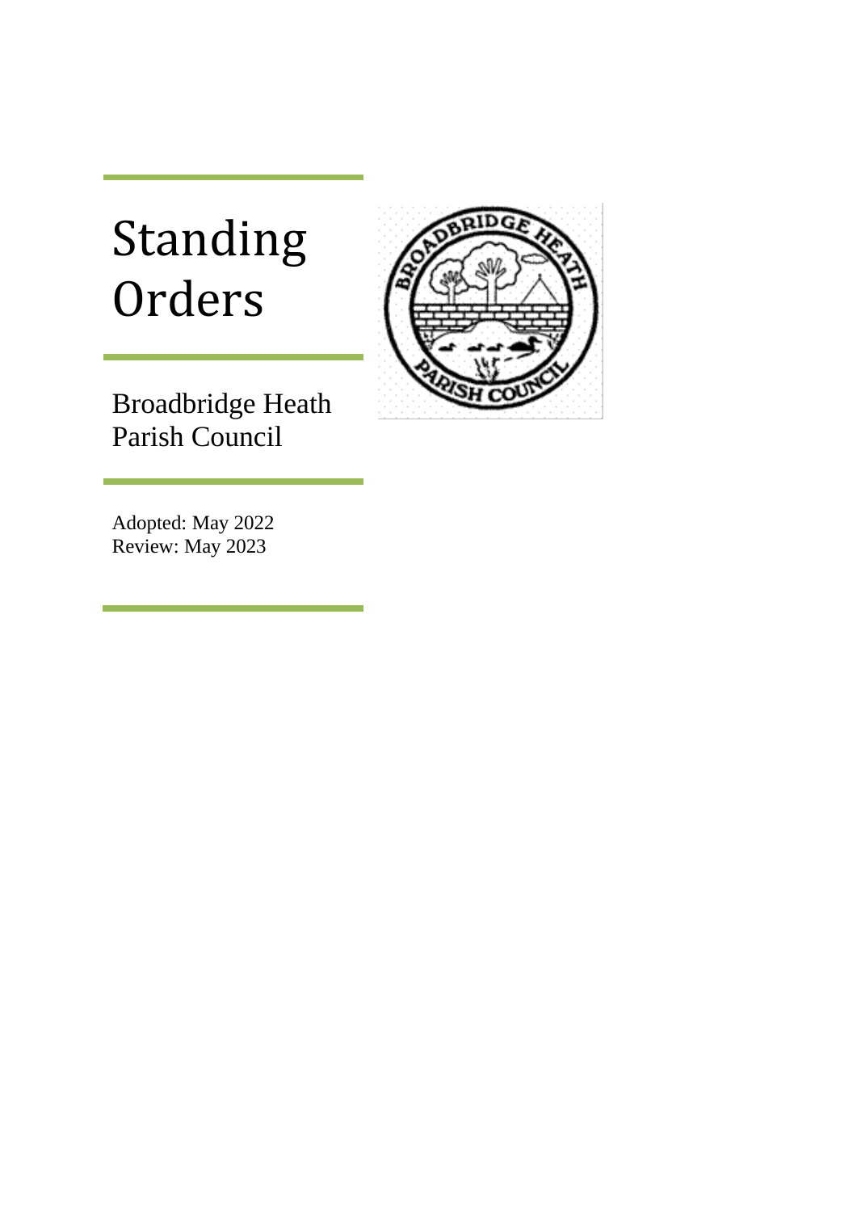# Standing Orders

Broadbridge Heath Parish Council

Adopted: May 2022
Review: May 2023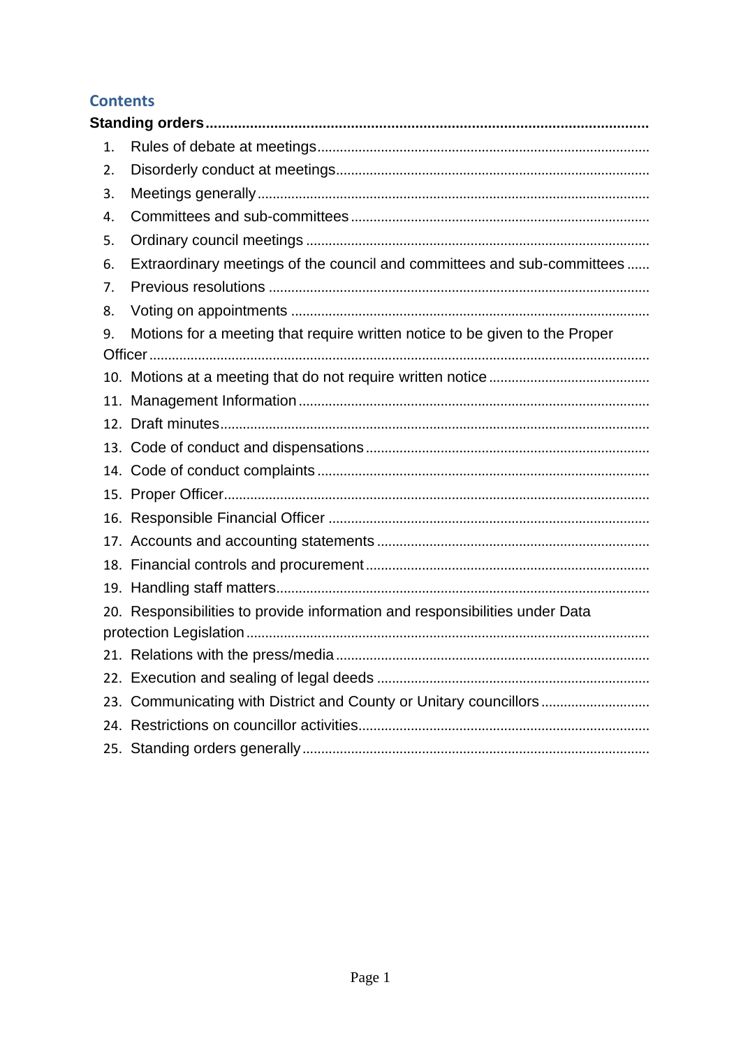## Contents

**Standing orders**

1. Rules of debate at meetings
2. Disorderly conduct at meetings
3. Meetings generally
4. Committees and sub-committees
5. Ordinary council meetings
6. Extraordinary meetings of the council and committees and sub-committees
7. Previous resolutions
8. Voting on appointments
9. Motions for a meeting that require written notice to be given to the Proper Officer
10. Motions at a meeting that do not require written notice
11. Management Information
12. Draft minutes
13. Code of conduct and dispensations
14. Code of conduct complaints
15. Proper Officer
16. Responsible Financial Officer
17. Accounts and accounting statements
18. Financial controls and procurement
19. Handling staff matters
20. Responsibilities to provide information and responsibilities under Data protection Legislation
21. Relations with the press/media
22. Execution and sealing of legal deeds
23. Communicating with District and County or Unitary councillors
24. Restrictions on councillor activities
25. Standing orders generally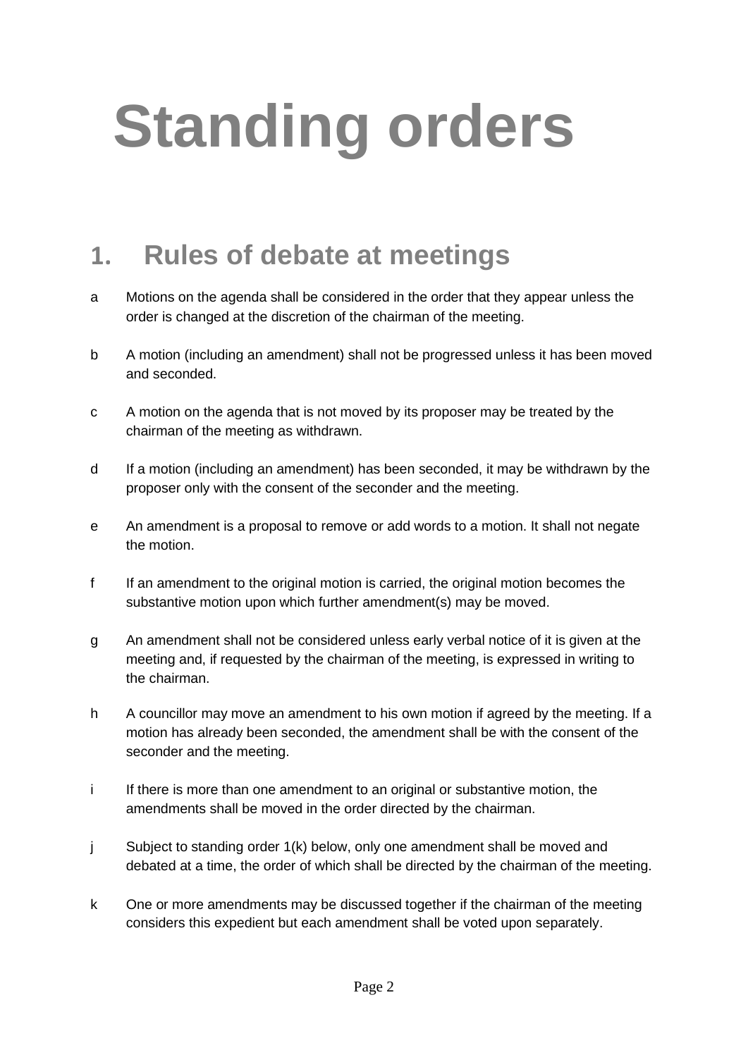# Standing orders

## 1. Rules of debate at meetings

a Motions on the agenda shall be considered in the order that they appear unless the order is changed at the discretion of the chairman of the meeting.

b A motion (including an amendment) shall not be progressed unless it has been moved and seconded.

c A motion on the agenda that is not moved by its proposer may be treated by the chairman of the meeting as withdrawn.

d If a motion (including an amendment) has been seconded, it may be withdrawn by the proposer only with the consent of the seconder and the meeting.

e An amendment is a proposal to remove or add words to a motion. It shall not negate the motion.

f If an amendment to the original motion is carried, the original motion becomes the substantive motion upon which further amendment(s) may be moved.

g An amendment shall not be considered unless early verbal notice of it is given at the meeting and, if requested by the chairman of the meeting, is expressed in writing to the chairman.

h A councillor may move an amendment to his own motion if agreed by the meeting. If a motion has already been seconded, the amendment shall be with the consent of the seconder and the meeting.

i If there is more than one amendment to an original or substantive motion, the amendments shall be moved in the order directed by the chairman.

j Subject to standing order 1(k) below, only one amendment shall be moved and debated at a time, the order of which shall be directed by the chairman of the meeting.

k One or more amendments may be discussed together if the chairman of the meeting considers this expedient but each amendment shall be voted upon separately.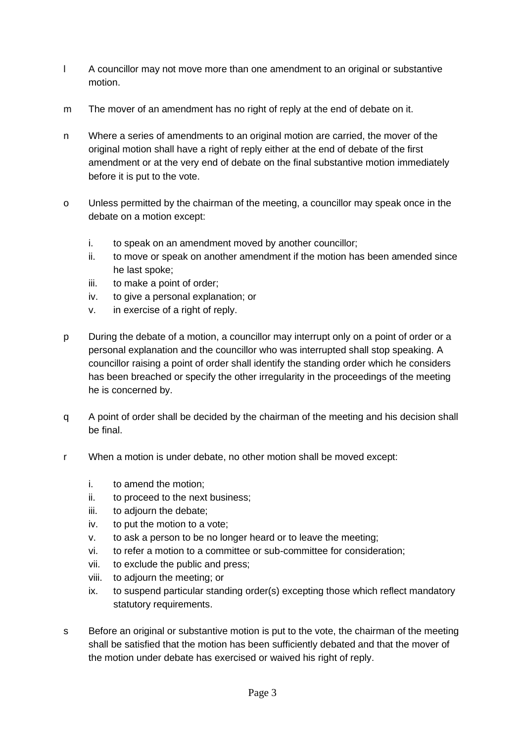l A councillor may not move more than one amendment to an original or substantive motion.

m The mover of an amendment has no right of reply at the end of debate on it.

n Where a series of amendments to an original motion are carried, the mover of the original motion shall have a right of reply either at the end of debate of the first amendment or at the very end of debate on the final substantive motion immediately before it is put to the vote.

o Unless permitted by the chairman of the meeting, a councillor may speak once in the debate on a motion except:

  i. to speak on an amendment moved by another councillor;
  ii. to move or speak on another amendment if the motion has been amended since he last spoke;
  iii. to make a point of order;
  iv. to give a personal explanation; or
  v. in exercise of a right of reply.

p During the debate of a motion, a councillor may interrupt only on a point of order or a personal explanation and the councillor who was interrupted shall stop speaking. A councillor raising a point of order shall identify the standing order which he considers has been breached or specify the other irregularity in the proceedings of the meeting he is concerned by.

q A point of order shall be decided by the chairman of the meeting and his decision shall be final.

r When a motion is under debate, no other motion shall be moved except:

  i. to amend the motion;
  ii. to proceed to the next business;
  iii. to adjourn the debate;
  iv. to put the motion to a vote;
  v. to ask a person to be no longer heard or to leave the meeting;
  vi. to refer a motion to a committee or sub-committee for consideration;
  vii. to exclude the public and press;
  viii. to adjourn the meeting; or
  ix. to suspend particular standing order(s) excepting those which reflect mandatory statutory requirements.

s Before an original or substantive motion is put to the vote, the chairman of the meeting shall be satisfied that the motion has been sufficiently debated and that the mover of the motion under debate has exercised or waived his right of reply.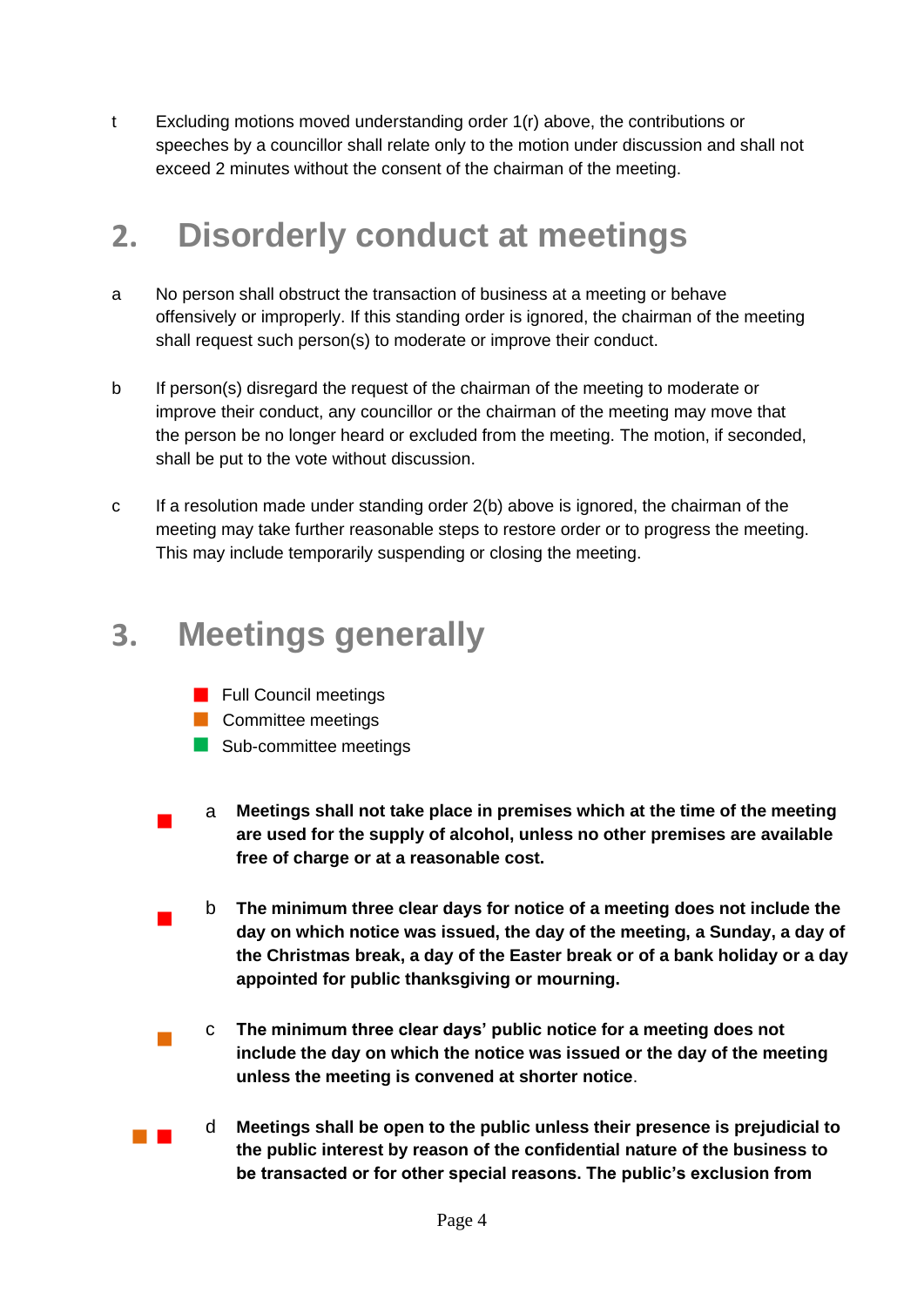t Excluding motions moved understanding order 1(r) above, the contributions or speeches by a councillor shall relate only to the motion under discussion and shall not exceed 2 minutes without the consent of the chairman of the meeting.

## 2. Disorderly conduct at meetings

a No person shall obstruct the transaction of business at a meeting or behave offensively or improperly. If this standing order is ignored, the chairman of the meeting shall request such person(s) to moderate or improve their conduct.

b If person(s) disregard the request of the chairman of the meeting to moderate or improve their conduct, any councillor or the chairman of the meeting may move that the person be no longer heard or excluded from the meeting. The motion, if seconded, shall be put to the vote without discussion.

c If a resolution made under standing order 2(b) above is ignored, the chairman of the meeting may take further reasonable steps to restore order or to progress the meeting. This may include temporarily suspending or closing the meeting.

## 3. Meetings generally

- 🟥 Full Council meetings
- 🟧 Committee meetings
- 🟩 Sub-committee meetings

🟥 a **Meetings shall not take place in premises which at the time of the meeting are used for the supply of alcohol, unless no other premises are available free of charge or at a reasonable cost.**

🟥 b **The minimum three clear days for notice of a meeting does not include the day on which notice was issued, the day of the meeting, a Sunday, a day of the Christmas break, a day of the Easter break or of a bank holiday or a day appointed for public thanksgiving or mourning.**

🟧 c **The minimum three clear days' public notice for a meeting does not include the day on which the notice was issued or the day of the meeting unless the meeting is convened at shorter notice**.

🟧 🟥 d **Meetings shall be open to the public unless their presence is prejudicial to the public interest by reason of the confidential nature of the business to be transacted or for other special reasons. The public's exclusion from**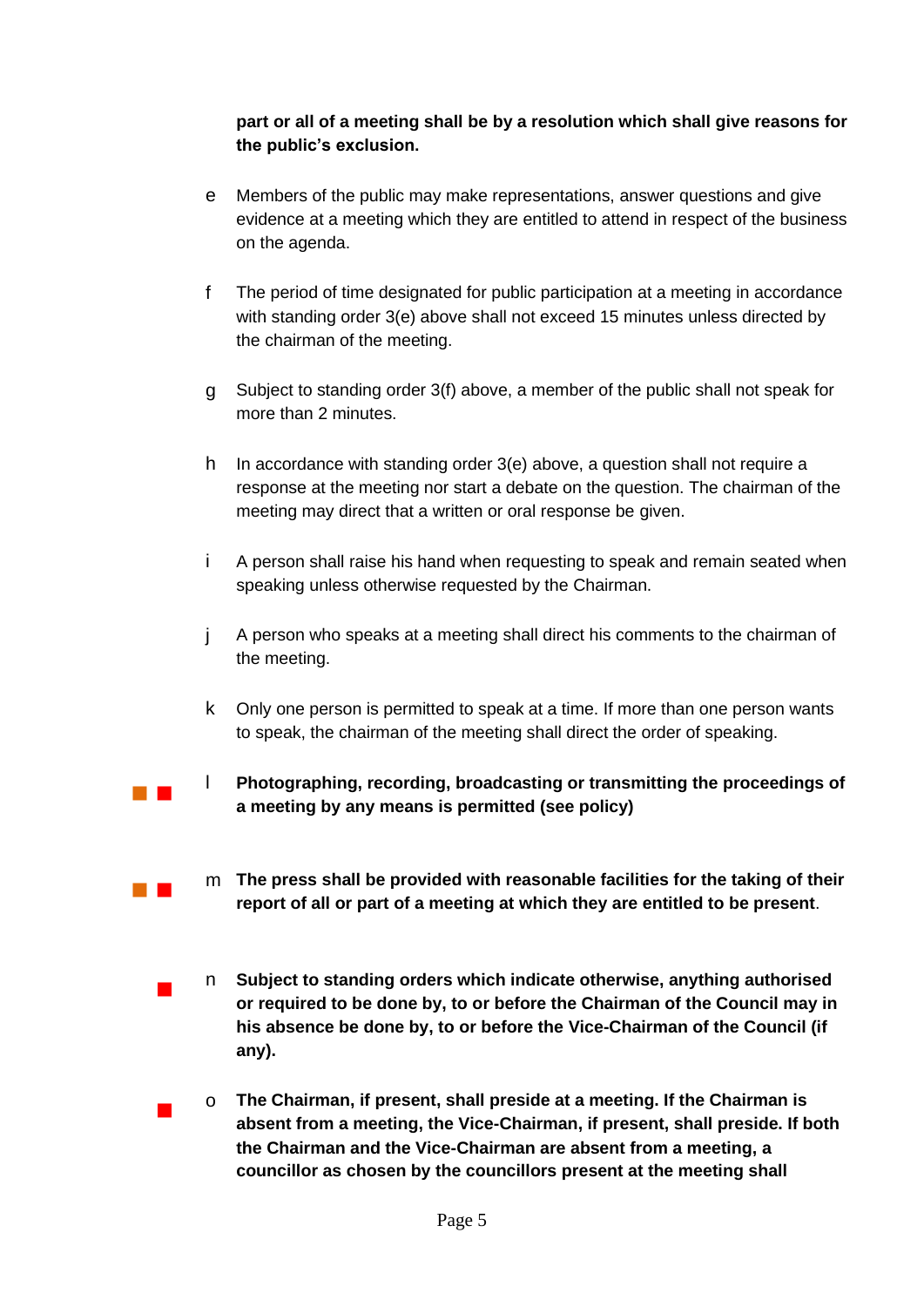**part or all of a meeting shall be by a resolution which shall give reasons for the public's exclusion.**

e Members of the public may make representations, answer questions and give evidence at a meeting which they are entitled to attend in respect of the business on the agenda.

f The period of time designated for public participation at a meeting in accordance with standing order 3(e) above shall not exceed 15 minutes unless directed by the chairman of the meeting.

g Subject to standing order 3(f) above, a member of the public shall not speak for more than 2 minutes.

h In accordance with standing order 3(e) above, a question shall not require a response at the meeting nor start a debate on the question. The chairman of the meeting may direct that a written or oral response be given.

i A person shall raise his hand when requesting to speak and remain seated when speaking unless otherwise requested by the Chairman.

j A person who speaks at a meeting shall direct his comments to the chairman of the meeting.

k Only one person is permitted to speak at a time. If more than one person wants to speak, the chairman of the meeting shall direct the order of speaking.

l **Photographing, recording, broadcasting or transmitting the proceedings of a meeting by any means is permitted (see policy)**

m **The press shall be provided with reasonable facilities for the taking of their report of all or part of a meeting at which they are entitled to be present**.

n **Subject to standing orders which indicate otherwise, anything authorised or required to be done by, to or before the Chairman of the Council may in his absence be done by, to or before the Vice-Chairman of the Council (if any).**

o **The Chairman, if present, shall preside at a meeting. If the Chairman is absent from a meeting, the Vice-Chairman, if present, shall preside. If both the Chairman and the Vice-Chairman are absent from a meeting, a councillor as chosen by the councillors present at the meeting shall**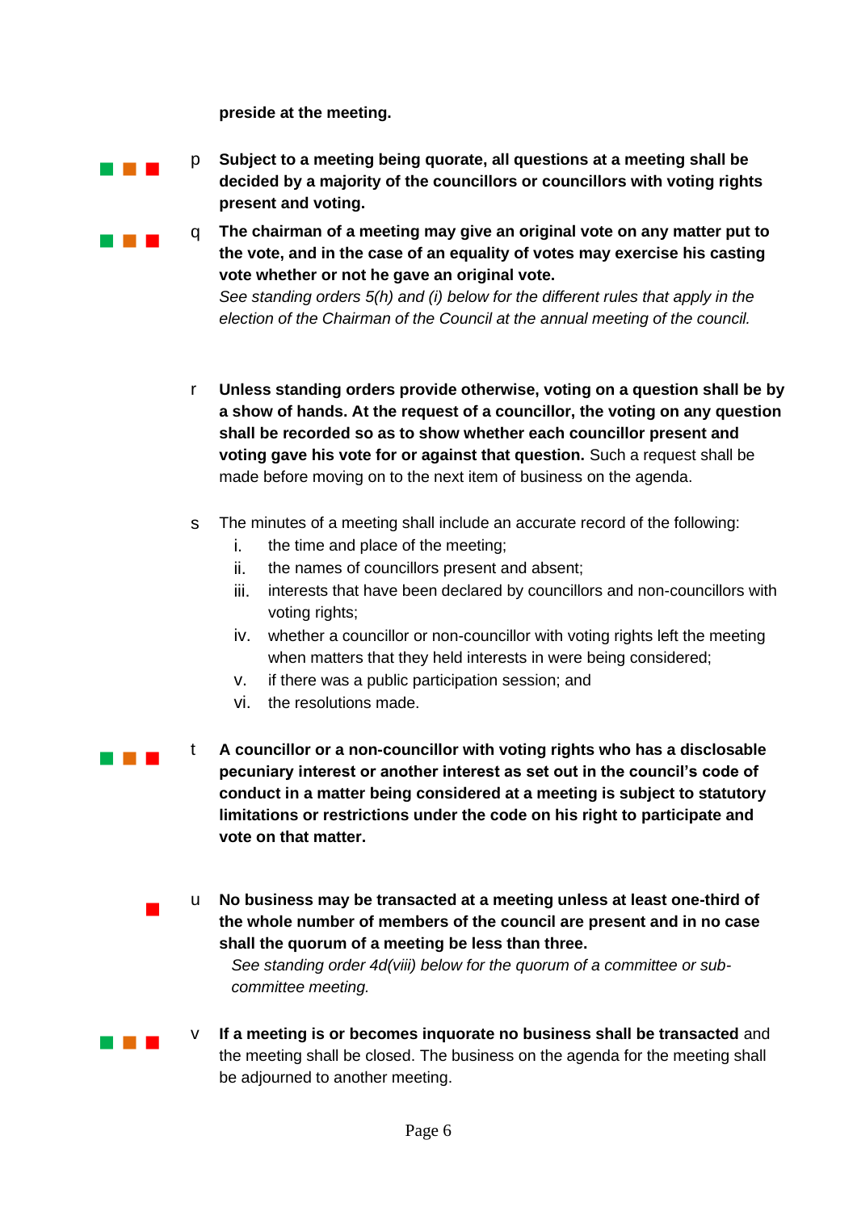**preside at the meeting.**

p **Subject to a meeting being quorate, all questions at a meeting shall be decided by a majority of the councillors or councillors with voting rights present and voting.**

q **The chairman of a meeting may give an original vote on any matter put to the vote, and in the case of an equality of votes may exercise his casting vote whether or not he gave an original vote.**
*See standing orders 5(h) and (i) below for the different rules that apply in the election of the Chairman of the Council at the annual meeting of the council.*

r **Unless standing orders provide otherwise, voting on a question shall be by a show of hands. At the request of a councillor, the voting on any question shall be recorded so as to show whether each councillor present and voting gave his vote for or against that question.** Such a request shall be made before moving on to the next item of business on the agenda.

s The minutes of a meeting shall include an accurate record of the following:

i. the time and place of the meeting;
ii. the names of councillors present and absent;
iii. interests that have been declared by councillors and non-councillors with voting rights;
iv. whether a councillor or non-councillor with voting rights left the meeting when matters that they held interests in were being considered;
v. if there was a public participation session; and
vi. the resolutions made.

t **A councillor or a non-councillor with voting rights who has a disclosable pecuniary interest or another interest as set out in the council's code of conduct in a matter being considered at a meeting is subject to statutory limitations or restrictions under the code on his right to participate and vote on that matter.**

u **No business may be transacted at a meeting unless at least one-third of the whole number of members of the council are present and in no case shall the quorum of a meeting be less than three.**
*See standing order 4d(viii) below for the quorum of a committee or sub-committee meeting.*

v **If a meeting is or becomes inquorate no business shall be transacted** and the meeting shall be closed. The business on the agenda for the meeting shall be adjourned to another meeting.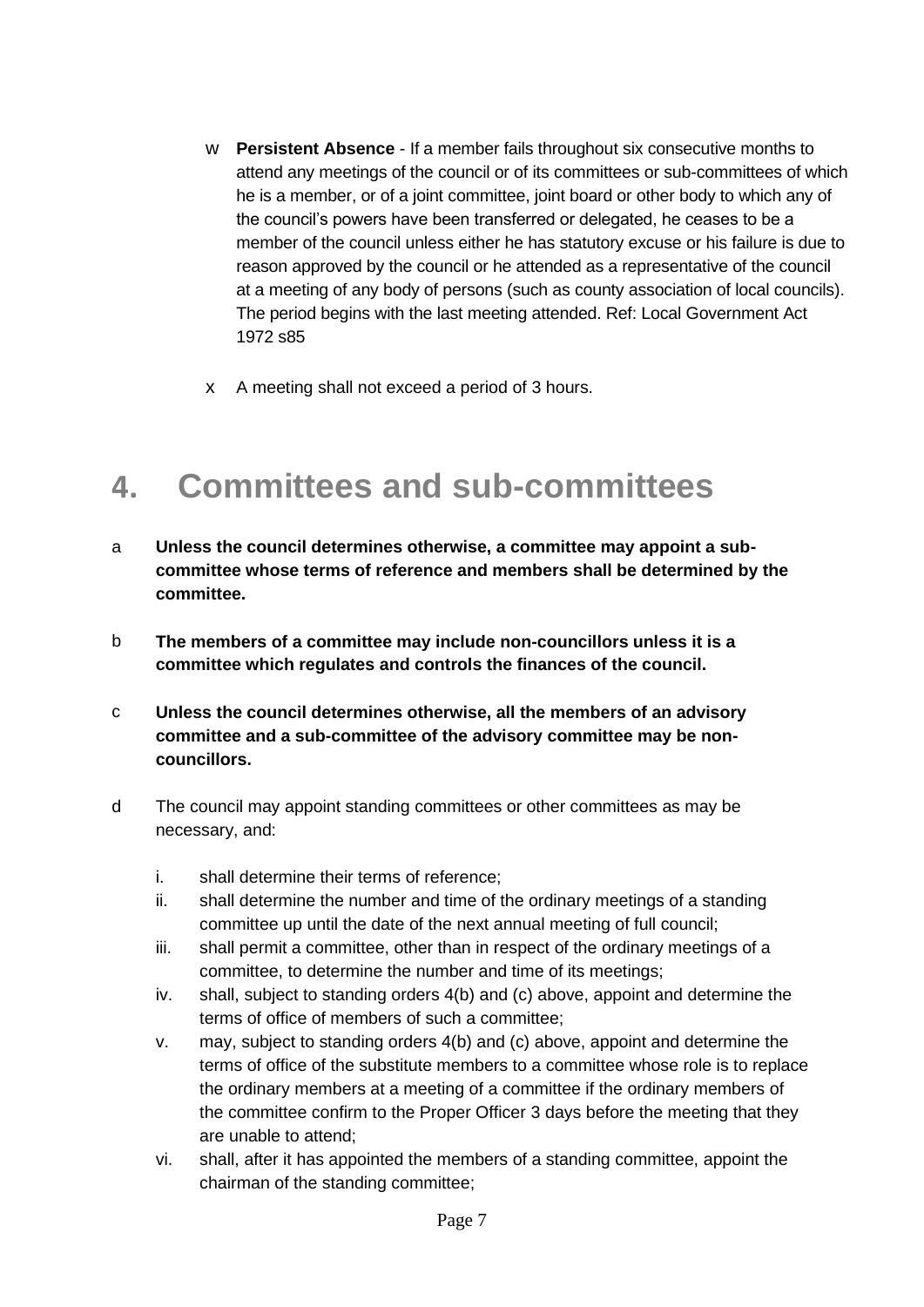w **Persistent Absence** - If a member fails throughout six consecutive months to attend any meetings of the council or of its committees or sub-committees of which he is a member, or of a joint committee, joint board or other body to which any of the council's powers have been transferred or delegated, he ceases to be a member of the council unless either he has statutory excuse or his failure is due to reason approved by the council or he attended as a representative of the council at a meeting of any body of persons (such as county association of local councils). The period begins with the last meeting attended. Ref: Local Government Act 1972 s85

x A meeting shall not exceed a period of 3 hours.

# 4. Committees and sub-committees

a **Unless the council determines otherwise, a committee may appoint a sub-committee whose terms of reference and members shall be determined by the committee.**

b **The members of a committee may include non-councillors unless it is a committee which regulates and controls the finances of the council.**

c **Unless the council determines otherwise, all the members of an advisory committee and a sub-committee of the advisory committee may be non-councillors.**

d The council may appoint standing committees or other committees as may be necessary, and:

i. shall determine their terms of reference;
ii. shall determine the number and time of the ordinary meetings of a standing committee up until the date of the next annual meeting of full council;
iii. shall permit a committee, other than in respect of the ordinary meetings of a committee, to determine the number and time of its meetings;
iv. shall, subject to standing orders 4(b) and (c) above, appoint and determine the terms of office of members of such a committee;
v. may, subject to standing orders 4(b) and (c) above, appoint and determine the terms of office of the substitute members to a committee whose role is to replace the ordinary members at a meeting of a committee if the ordinary members of the committee confirm to the Proper Officer 3 days before the meeting that they are unable to attend;
vi. shall, after it has appointed the members of a standing committee, appoint the chairman of the standing committee;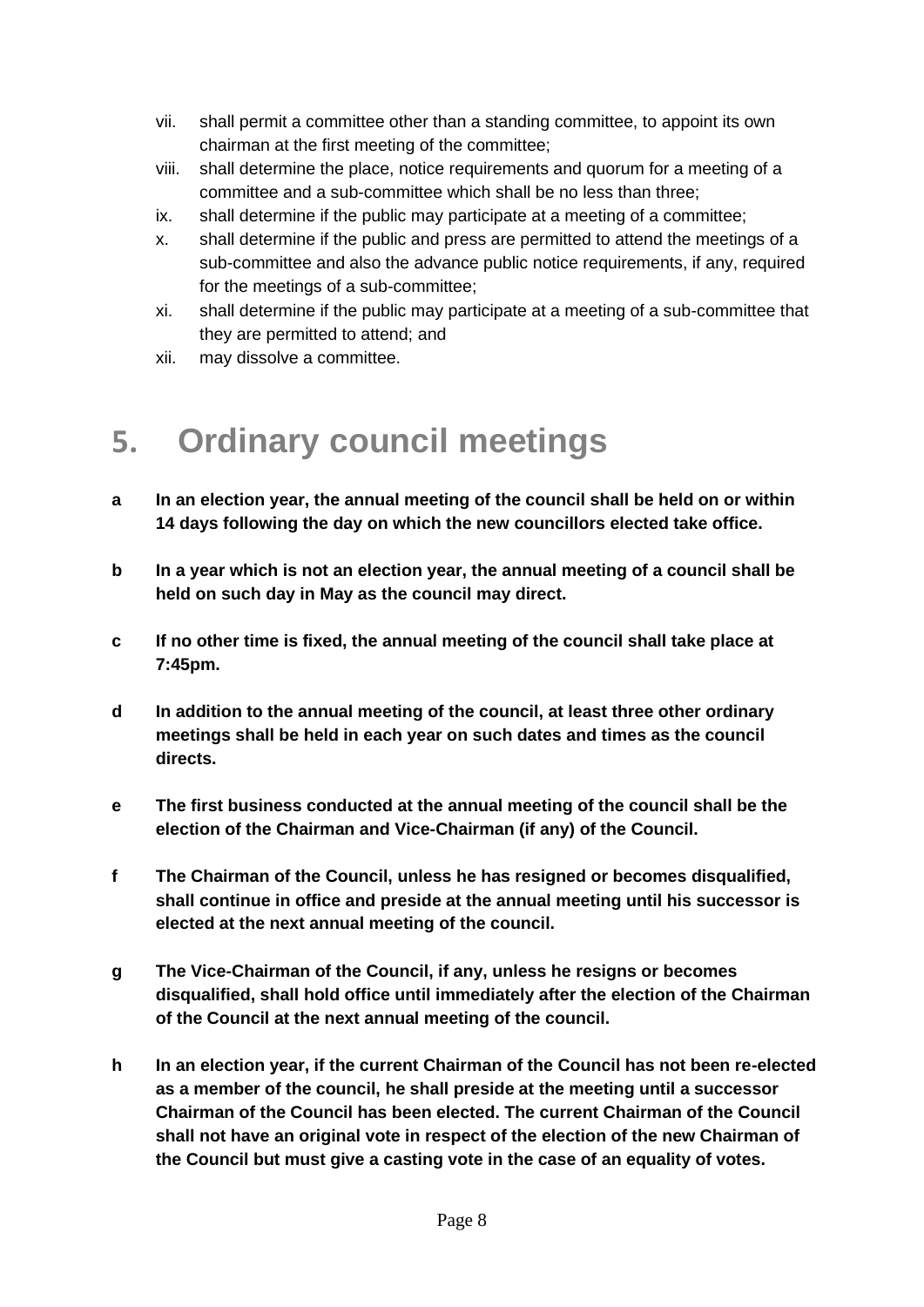vii. shall permit a committee other than a standing committee, to appoint its own chairman at the first meeting of the committee;
viii. shall determine the place, notice requirements and quorum for a meeting of a committee and a sub-committee which shall be no less than three;
ix. shall determine if the public may participate at a meeting of a committee;
x. shall determine if the public and press are permitted to attend the meetings of a sub-committee and also the advance public notice requirements, if any, required for the meetings of a sub-committee;
xi. shall determine if the public may participate at a meeting of a sub-committee that they are permitted to attend; and
xii. may dissolve a committee.

# 5. Ordinary council meetings

**a** **In an election year, the annual meeting of the council shall be held on or within 14 days following the day on which the new councillors elected take office.**

**b** **In a year which is not an election year, the annual meeting of a council shall be held on such day in May as the council may direct.**

**c** **If no other time is fixed, the annual meeting of the council shall take place at 7:45pm.**

**d** **In addition to the annual meeting of the council, at least three other ordinary meetings shall be held in each year on such dates and times as the council directs.**

**e** **The first business conducted at the annual meeting of the council shall be the election of the Chairman and Vice-Chairman (if any) of the Council.**

**f** **The Chairman of the Council, unless he has resigned or becomes disqualified, shall continue in office and preside at the annual meeting until his successor is elected at the next annual meeting of the council.**

**g** **The Vice-Chairman of the Council, if any, unless he resigns or becomes disqualified, shall hold office until immediately after the election of the Chairman of the Council at the next annual meeting of the council.**

**h** **In an election year, if the current Chairman of the Council has not been re-elected as a member of the council, he shall preside at the meeting until a successor Chairman of the Council has been elected. The current Chairman of the Council shall not have an original vote in respect of the election of the new Chairman of the Council but must give a casting vote in the case of an equality of votes.**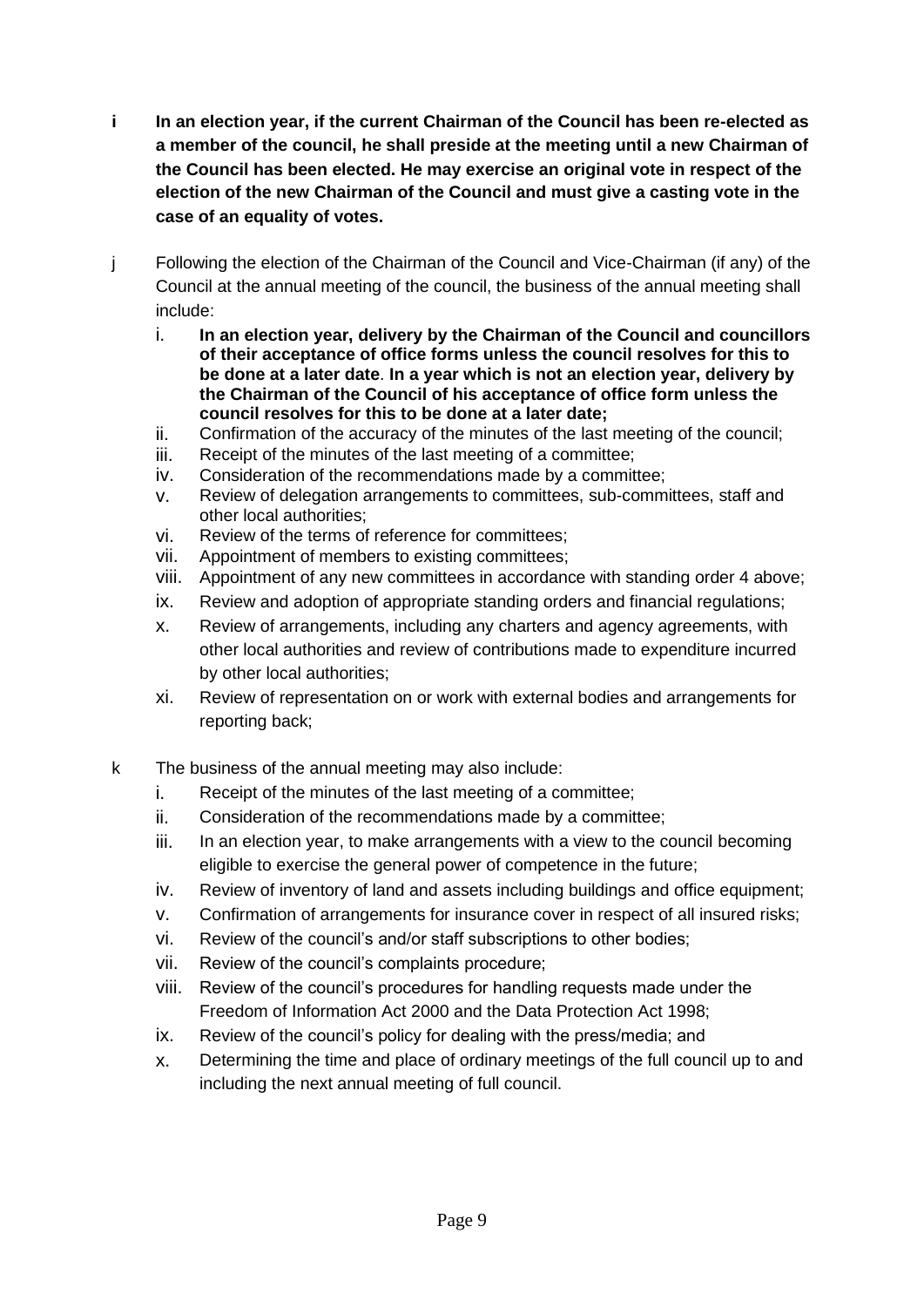**i** **In an election year, if the current Chairman of the Council has been re-elected as a member of the council, he shall preside at the meeting until a new Chairman of the Council has been elected. He may exercise an original vote in respect of the election of the new Chairman of the Council and must give a casting vote in the case of an equality of votes.**

j Following the election of the Chairman of the Council and Vice-Chairman (if any) of the Council at the annual meeting of the council, the business of the annual meeting shall include:

i. **In an election year, delivery by the Chairman of the Council and councillors of their acceptance of office forms unless the council resolves for this to be done at a later date**. **In a year which is not an election year, delivery by the Chairman of the Council of his acceptance of office form unless the council resolves for this to be done at a later date;**
ii. Confirmation of the accuracy of the minutes of the last meeting of the council;
iii. Receipt of the minutes of the last meeting of a committee;
iv. Consideration of the recommendations made by a committee;
v. Review of delegation arrangements to committees, sub-committees, staff and other local authorities;
vi. Review of the terms of reference for committees;
vii. Appointment of members to existing committees;
viii. Appointment of any new committees in accordance with standing order 4 above;
ix. Review and adoption of appropriate standing orders and financial regulations;
x. Review of arrangements, including any charters and agency agreements, with other local authorities and review of contributions made to expenditure incurred by other local authorities;
xi. Review of representation on or work with external bodies and arrangements for reporting back;

k The business of the annual meeting may also include:

i. Receipt of the minutes of the last meeting of a committee;
ii. Consideration of the recommendations made by a committee;
iii. In an election year, to make arrangements with a view to the council becoming eligible to exercise the general power of competence in the future;
iv. Review of inventory of land and assets including buildings and office equipment;
v. Confirmation of arrangements for insurance cover in respect of all insured risks;
vi. Review of the council's and/or staff subscriptions to other bodies;
vii. Review of the council's complaints procedure;
viii. Review of the council's procedures for handling requests made under the Freedom of Information Act 2000 and the Data Protection Act 1998;
ix. Review of the council's policy for dealing with the press/media; and
x. Determining the time and place of ordinary meetings of the full council up to and including the next annual meeting of full council.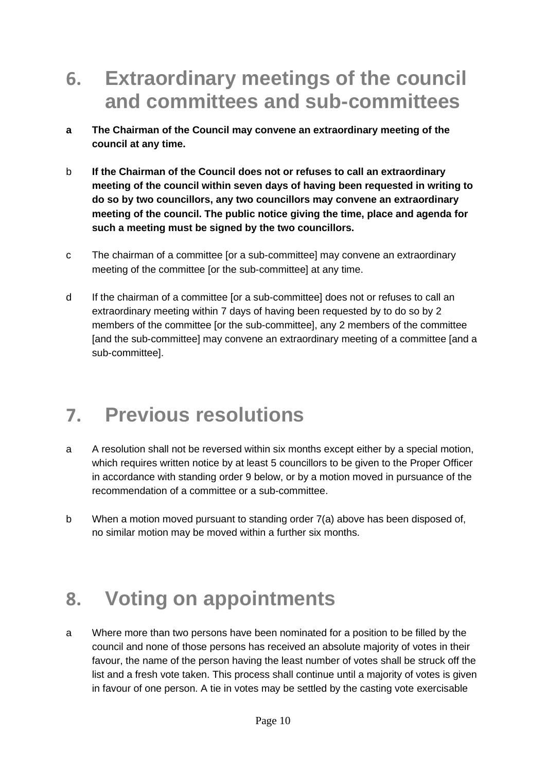## 6. Extraordinary meetings of the council and committees and sub-committees

a **The Chairman of the Council may convene an extraordinary meeting of the council at any time.**

b **If the Chairman of the Council does not or refuses to call an extraordinary meeting of the council within seven days of having been requested in writing to do so by two councillors, any two councillors may convene an extraordinary meeting of the council. The public notice giving the time, place and agenda for such a meeting must be signed by the two councillors.**

c The chairman of a committee [or a sub-committee] may convene an extraordinary meeting of the committee [or the sub-committee] at any time.

d If the chairman of a committee [or a sub-committee] does not or refuses to call an extraordinary meeting within 7 days of having been requested by to do so by 2 members of the committee [or the sub-committee], any 2 members of the committee [and the sub-committee] may convene an extraordinary meeting of a committee [and a sub-committee].

## 7. Previous resolutions

a A resolution shall not be reversed within six months except either by a special motion, which requires written notice by at least 5 councillors to be given to the Proper Officer in accordance with standing order 9 below, or by a motion moved in pursuance of the recommendation of a committee or a sub-committee.

b When a motion moved pursuant to standing order 7(a) above has been disposed of, no similar motion may be moved within a further six months.

## 8. Voting on appointments

a Where more than two persons have been nominated for a position to be filled by the council and none of those persons has received an absolute majority of votes in their favour, the name of the person having the least number of votes shall be struck off the list and a fresh vote taken. This process shall continue until a majority of votes is given in favour of one person. A tie in votes may be settled by the casting vote exercisable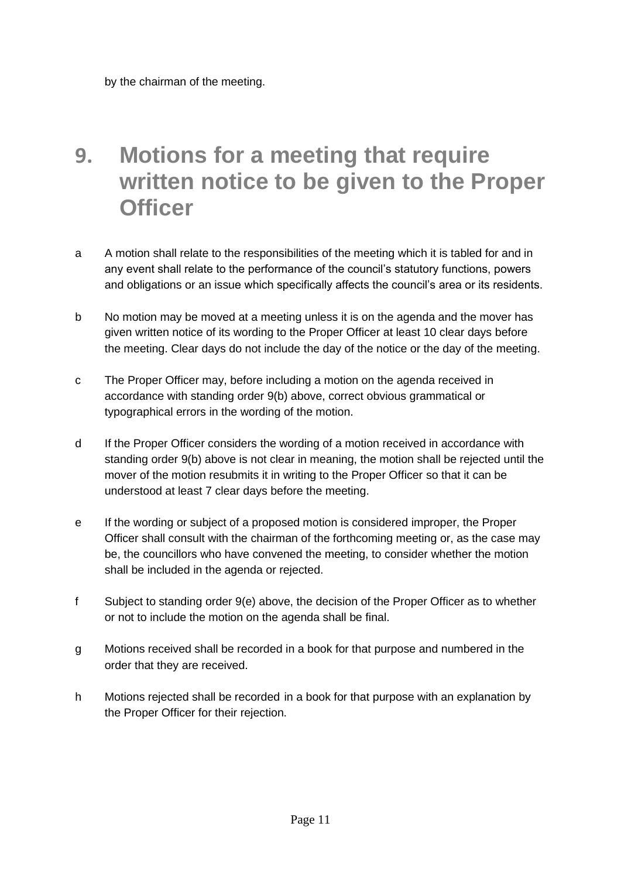by the chairman of the meeting.

# 9. Motions for a meeting that require written notice to be given to the Proper Officer

a A motion shall relate to the responsibilities of the meeting which it is tabled for and in any event shall relate to the performance of the council's statutory functions, powers and obligations or an issue which specifically affects the council's area or its residents.

b No motion may be moved at a meeting unless it is on the agenda and the mover has given written notice of its wording to the Proper Officer at least 10 clear days before the meeting. Clear days do not include the day of the notice or the day of the meeting.

c The Proper Officer may, before including a motion on the agenda received in accordance with standing order 9(b) above, correct obvious grammatical or typographical errors in the wording of the motion.

d If the Proper Officer considers the wording of a motion received in accordance with standing order 9(b) above is not clear in meaning, the motion shall be rejected until the mover of the motion resubmits it in writing to the Proper Officer so that it can be understood at least 7 clear days before the meeting.

e If the wording or subject of a proposed motion is considered improper, the Proper Officer shall consult with the chairman of the forthcoming meeting or, as the case may be, the councillors who have convened the meeting, to consider whether the motion shall be included in the agenda or rejected.

f Subject to standing order 9(e) above, the decision of the Proper Officer as to whether or not to include the motion on the agenda shall be final.

g Motions received shall be recorded in a book for that purpose and numbered in the order that they are received.

h Motions rejected shall be recorded in a book for that purpose with an explanation by the Proper Officer for their rejection.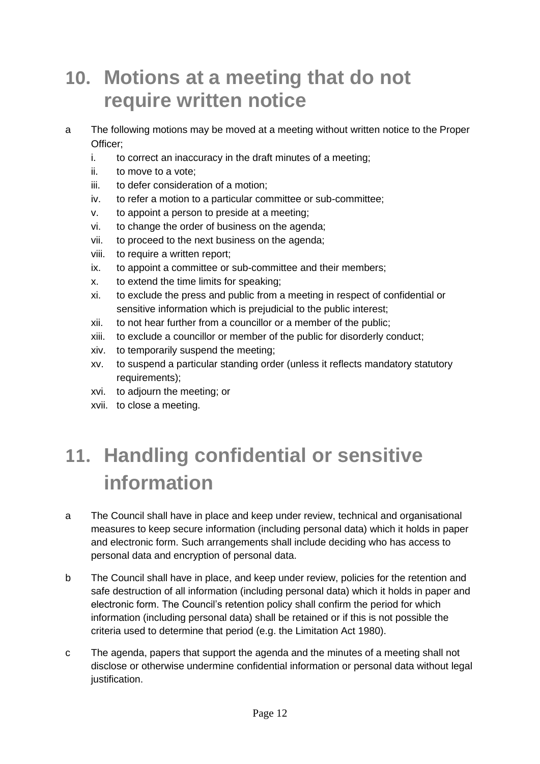## 10. Motions at a meeting that do not require written notice

a The following motions may be moved at a meeting without written notice to the Proper Officer;

  i. to correct an inaccuracy in the draft minutes of a meeting;
  ii. to move to a vote;
  iii. to defer consideration of a motion;
  iv. to refer a motion to a particular committee or sub-committee;
  v. to appoint a person to preside at a meeting;
  vi. to change the order of business on the agenda;
  vii. to proceed to the next business on the agenda;
  viii. to require a written report;
  ix. to appoint a committee or sub-committee and their members;
  x. to extend the time limits for speaking;
  xi. to exclude the press and public from a meeting in respect of confidential or sensitive information which is prejudicial to the public interest;
  xii. to not hear further from a councillor or a member of the public;
  xiii. to exclude a councillor or member of the public for disorderly conduct;
  xiv. to temporarily suspend the meeting;
  xv. to suspend a particular standing order (unless it reflects mandatory statutory requirements);
  xvi. to adjourn the meeting; or
  xvii. to close a meeting.

## 11. Handling confidential or sensitive information

a The Council shall have in place and keep under review, technical and organisational measures to keep secure information (including personal data) which it holds in paper and electronic form. Such arrangements shall include deciding who has access to personal data and encryption of personal data.

b The Council shall have in place, and keep under review, policies for the retention and safe destruction of all information (including personal data) which it holds in paper and electronic form. The Council's retention policy shall confirm the period for which information (including personal data) shall be retained or if this is not possible the criteria used to determine that period (e.g. the Limitation Act 1980).

c The agenda, papers that support the agenda and the minutes of a meeting shall not disclose or otherwise undermine confidential information or personal data without legal justification.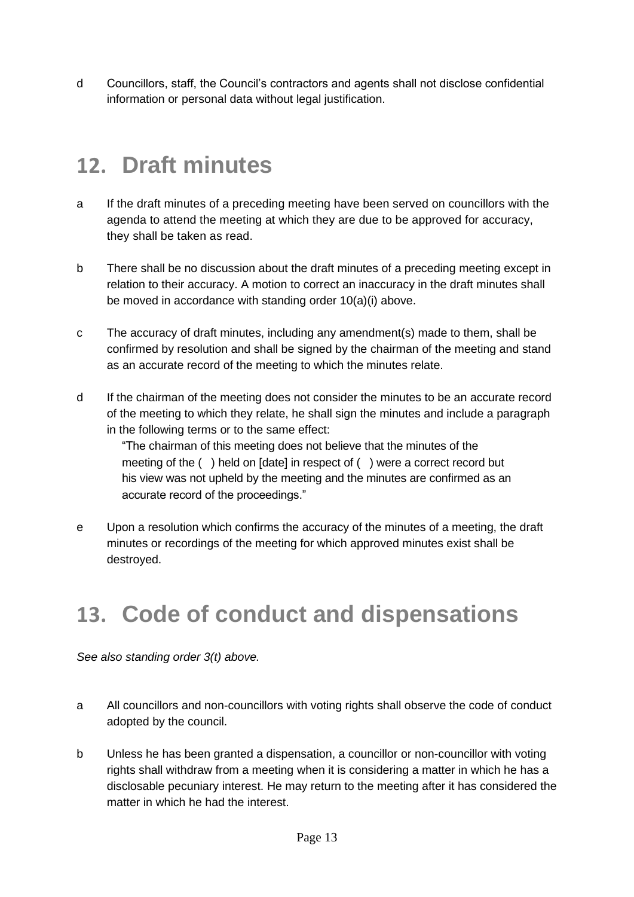d Councillors, staff, the Council's contractors and agents shall not disclose confidential information or personal data without legal justification.

## 12. Draft minutes

a If the draft minutes of a preceding meeting have been served on councillors with the agenda to attend the meeting at which they are due to be approved for accuracy, they shall be taken as read.

b There shall be no discussion about the draft minutes of a preceding meeting except in relation to their accuracy. A motion to correct an inaccuracy in the draft minutes shall be moved in accordance with standing order 10(a)(i) above.

c The accuracy of draft minutes, including any amendment(s) made to them, shall be confirmed by resolution and shall be signed by the chairman of the meeting and stand as an accurate record of the meeting to which the minutes relate.

d If the chairman of the meeting does not consider the minutes to be an accurate record of the meeting to which they relate, he shall sign the minutes and include a paragraph in the following terms or to the same effect:

> "The chairman of this meeting does not believe that the minutes of the meeting of the ( ) held on [date] in respect of ( ) were a correct record but his view was not upheld by the meeting and the minutes are confirmed as an accurate record of the proceedings."

e Upon a resolution which confirms the accuracy of the minutes of a meeting, the draft minutes or recordings of the meeting for which approved minutes exist shall be destroyed.

## 13. Code of conduct and dispensations

*See also standing order 3(t) above.*

a All councillors and non-councillors with voting rights shall observe the code of conduct adopted by the council.

b Unless he has been granted a dispensation, a councillor or non-councillor with voting rights shall withdraw from a meeting when it is considering a matter in which he has a disclosable pecuniary interest. He may return to the meeting after it has considered the matter in which he had the interest.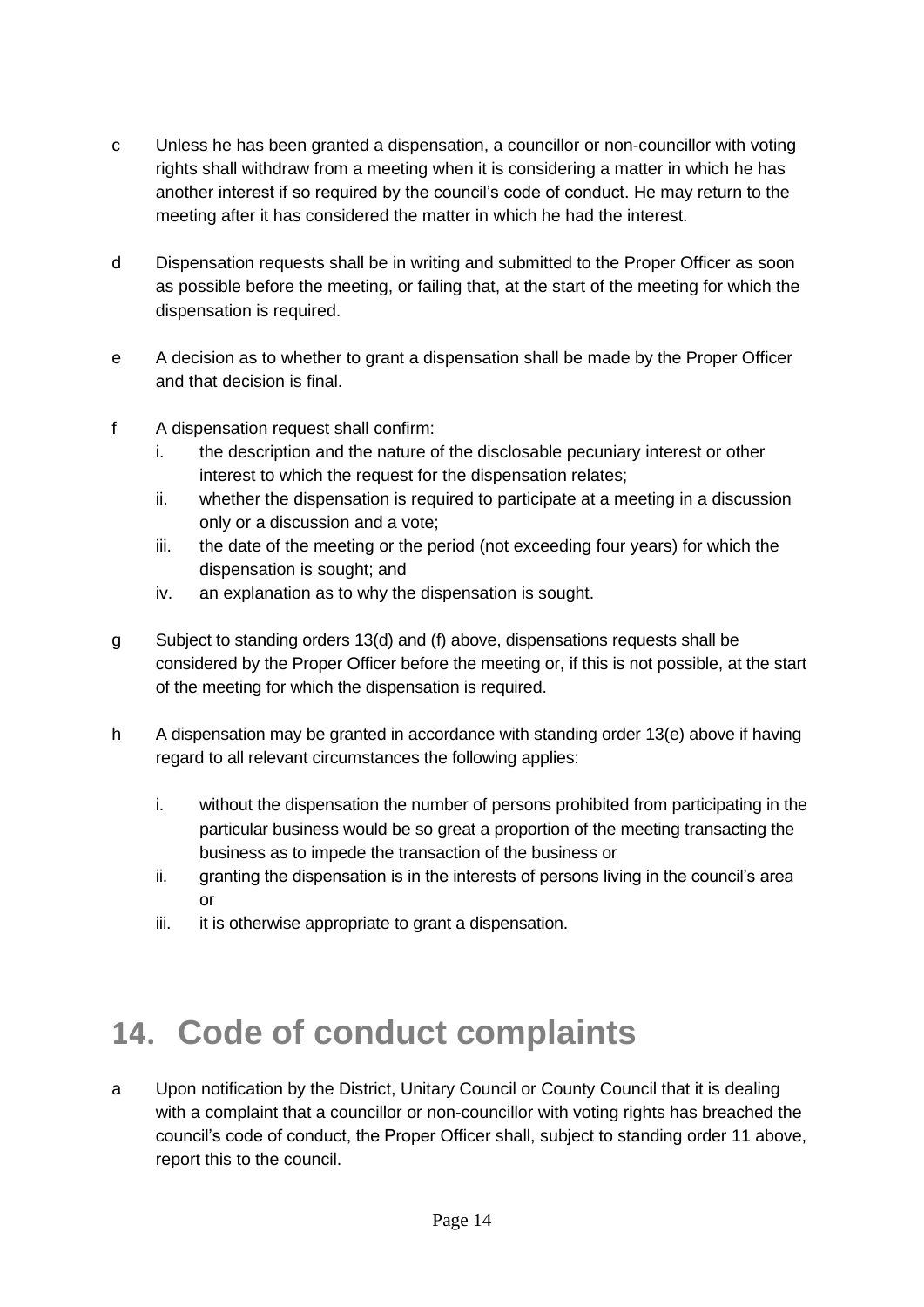c Unless he has been granted a dispensation, a councillor or non-councillor with voting rights shall withdraw from a meeting when it is considering a matter in which he has another interest if so required by the council's code of conduct. He may return to the meeting after it has considered the matter in which he had the interest.

d Dispensation requests shall be in writing and submitted to the Proper Officer as soon as possible before the meeting, or failing that, at the start of the meeting for which the dispensation is required.

e A decision as to whether to grant a dispensation shall be made by the Proper Officer and that decision is final.

f A dispensation request shall confirm:

  i. the description and the nature of the disclosable pecuniary interest or other interest to which the request for the dispensation relates;
  ii. whether the dispensation is required to participate at a meeting in a discussion only or a discussion and a vote;
  iii. the date of the meeting or the period (not exceeding four years) for which the dispensation is sought; and
  iv. an explanation as to why the dispensation is sought.

g Subject to standing orders 13(d) and (f) above, dispensations requests shall be considered by the Proper Officer before the meeting or, if this is not possible, at the start of the meeting for which the dispensation is required.

h A dispensation may be granted in accordance with standing order 13(e) above if having regard to all relevant circumstances the following applies:

  i. without the dispensation the number of persons prohibited from participating in the particular business would be so great a proportion of the meeting transacting the business as to impede the transaction of the business or
  ii. granting the dispensation is in the interests of persons living in the council's area or
  iii. it is otherwise appropriate to grant a dispensation.

# 14. Code of conduct complaints

a Upon notification by the District, Unitary Council or County Council that it is dealing with a complaint that a councillor or non-councillor with voting rights has breached the council's code of conduct, the Proper Officer shall, subject to standing order 11 above, report this to the council.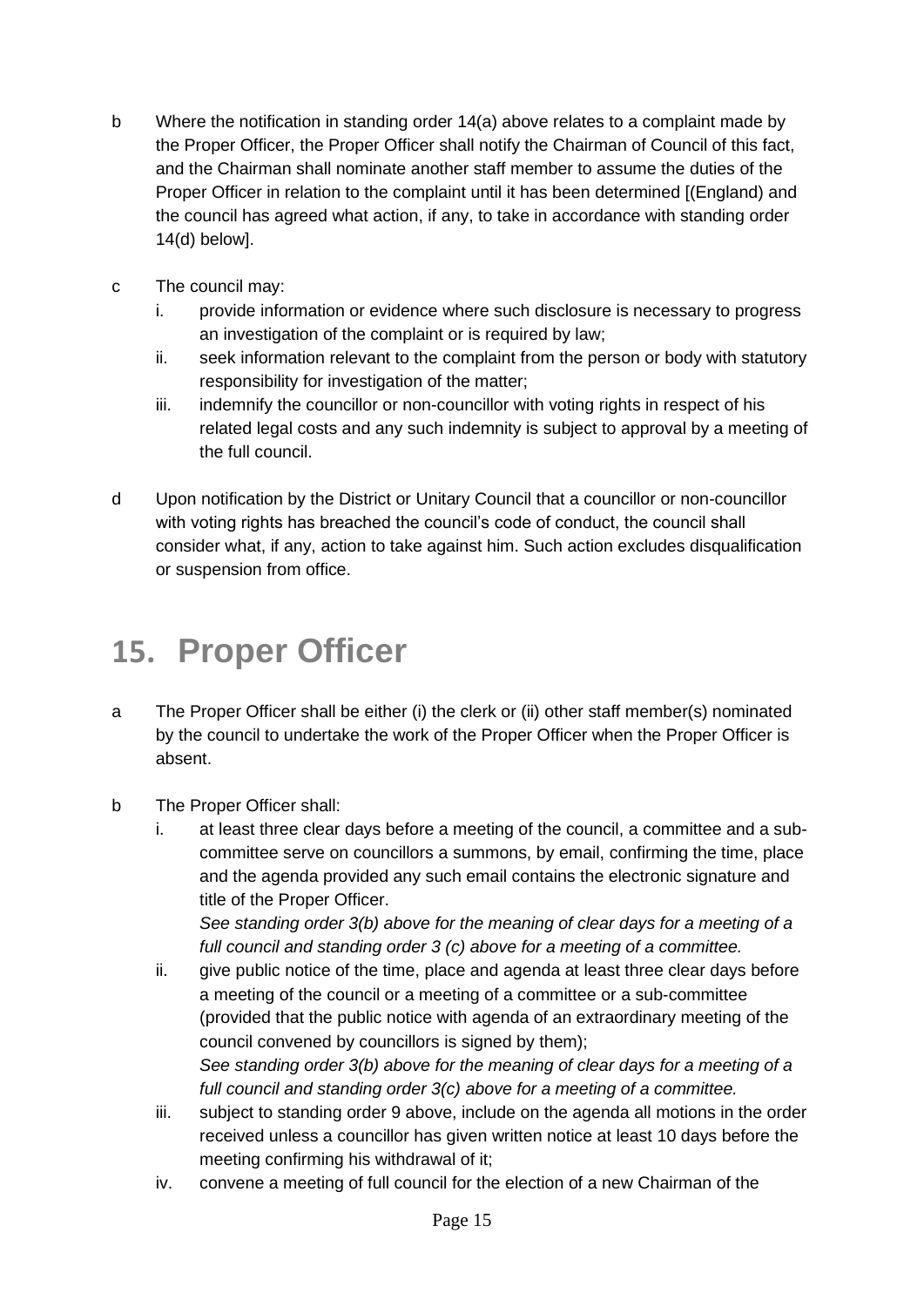b Where the notification in standing order 14(a) above relates to a complaint made by the Proper Officer, the Proper Officer shall notify the Chairman of Council of this fact, and the Chairman shall nominate another staff member to assume the duties of the Proper Officer in relation to the complaint until it has been determined [(England) and the council has agreed what action, if any, to take in accordance with standing order 14(d) below].

c The council may:
   i. provide information or evidence where such disclosure is necessary to progress an investigation of the complaint or is required by law;
   ii. seek information relevant to the complaint from the person or body with statutory responsibility for investigation of the matter;
   iii. indemnify the councillor or non-councillor with voting rights in respect of his related legal costs and any such indemnity is subject to approval by a meeting of the full council.

d Upon notification by the District or Unitary Council that a councillor or non-councillor with voting rights has breached the council's code of conduct, the council shall consider what, if any, action to take against him. Such action excludes disqualification or suspension from office.

# 15. Proper Officer

a The Proper Officer shall be either (i) the clerk or (ii) other staff member(s) nominated by the council to undertake the work of the Proper Officer when the Proper Officer is absent.

b The Proper Officer shall:
   i. at least three clear days before a meeting of the council, a committee and a sub-committee serve on councillors a summons, by email, confirming the time, place and the agenda provided any such email contains the electronic signature and title of the Proper Officer.
   *See standing order 3(b) above for the meaning of clear days for a meeting of a full council and standing order 3 (c) above for a meeting of a committee.*
   ii. give public notice of the time, place and agenda at least three clear days before a meeting of the council or a meeting of a committee or a sub-committee (provided that the public notice with agenda of an extraordinary meeting of the council convened by councillors is signed by them);
   *See standing order 3(b) above for the meaning of clear days for a meeting of a full council and standing order 3(c) above for a meeting of a committee.*
   iii. subject to standing order 9 above, include on the agenda all motions in the order received unless a councillor has given written notice at least 10 days before the meeting confirming his withdrawal of it;
   iv. convene a meeting of full council for the election of a new Chairman of the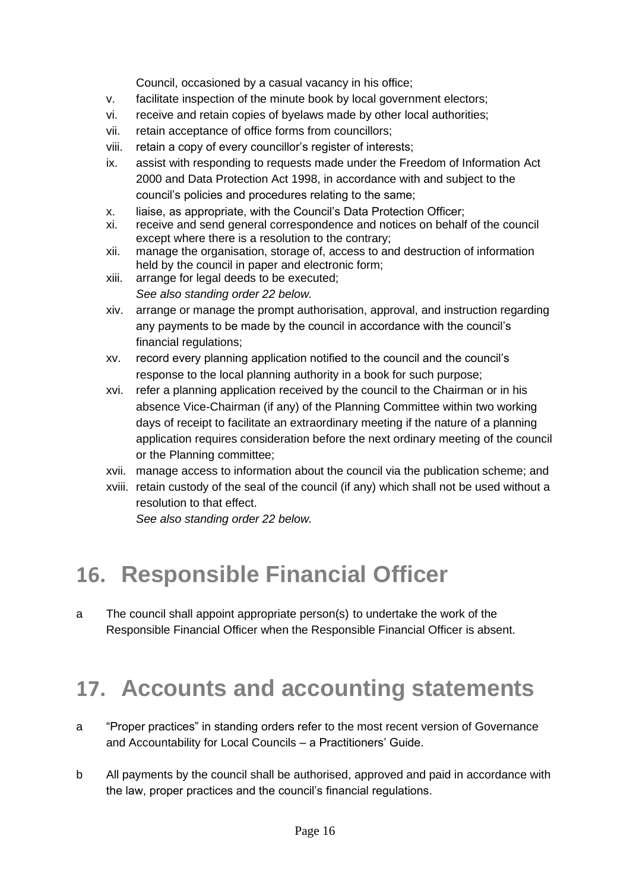Council, occasioned by a casual vacancy in his office;

v. facilitate inspection of the minute book by local government electors;
vi. receive and retain copies of byelaws made by other local authorities;
vii. retain acceptance of office forms from councillors;
viii. retain a copy of every councillor's register of interests;
ix. assist with responding to requests made under the Freedom of Information Act 2000 and Data Protection Act 1998, in accordance with and subject to the council's policies and procedures relating to the same;
x. liaise, as appropriate, with the Council's Data Protection Officer;
xi. receive and send general correspondence and notices on behalf of the council except where there is a resolution to the contrary;
xii. manage the organisation, storage of, access to and destruction of information held by the council in paper and electronic form;
xiii. arrange for legal deeds to be executed;
*See also standing order 22 below.*
xiv. arrange or manage the prompt authorisation, approval, and instruction regarding any payments to be made by the council in accordance with the council's financial regulations;
xv. record every planning application notified to the council and the council's response to the local planning authority in a book for such purpose;
xvi. refer a planning application received by the council to the Chairman or in his absence Vice-Chairman (if any) of the Planning Committee within two working days of receipt to facilitate an extraordinary meeting if the nature of a planning application requires consideration before the next ordinary meeting of the council or the Planning committee;
xvii. manage access to information about the council via the publication scheme; and
xviii. retain custody of the seal of the council (if any) which shall not be used without a resolution to that effect.
*See also standing order 22 below.*

# 16. Responsible Financial Officer

a The council shall appoint appropriate person(s) to undertake the work of the Responsible Financial Officer when the Responsible Financial Officer is absent.

# 17. Accounts and accounting statements

a "Proper practices" in standing orders refer to the most recent version of Governance and Accountability for Local Councils – a Practitioners' Guide.

b All payments by the council shall be authorised, approved and paid in accordance with the law, proper practices and the council's financial regulations.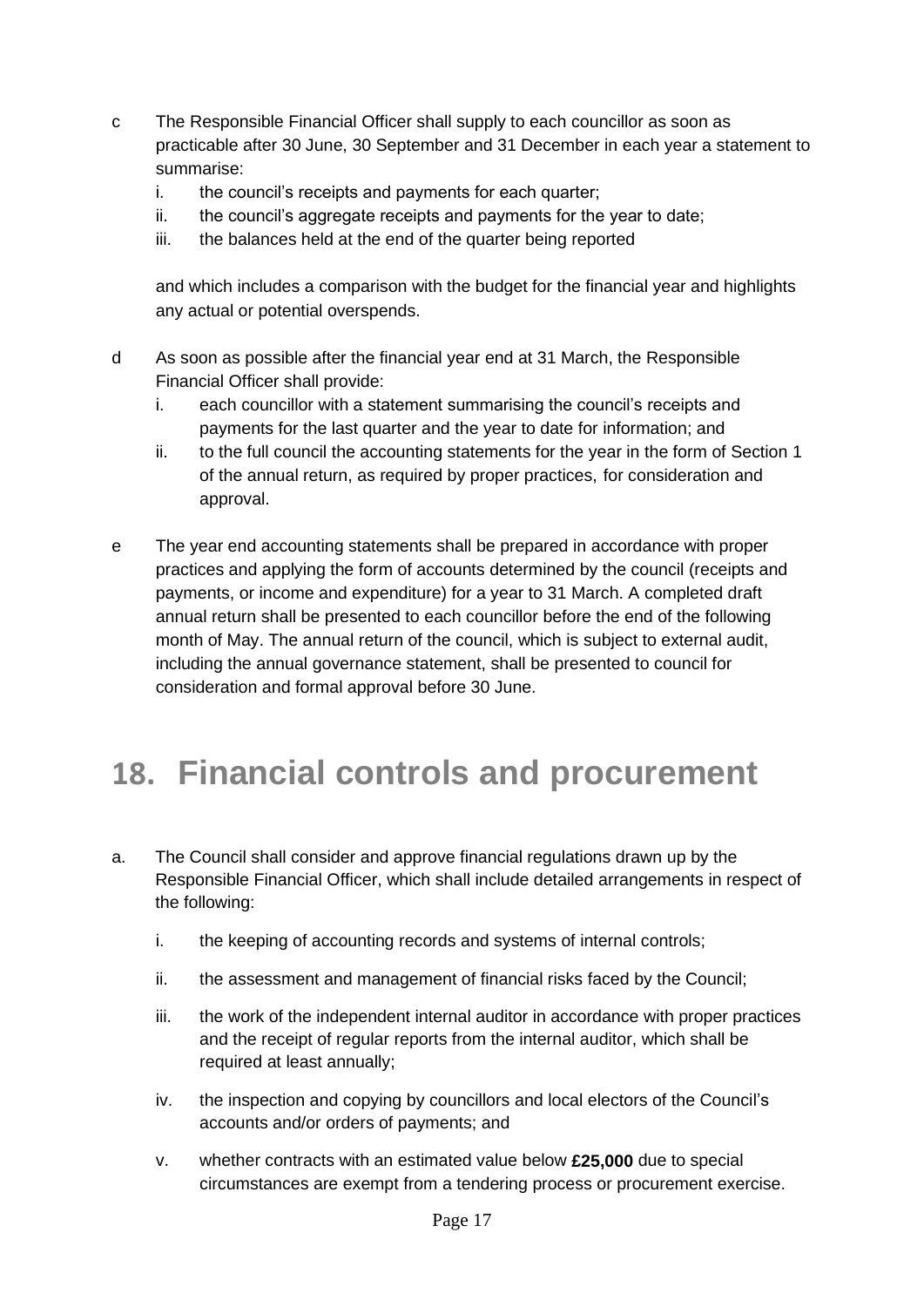c The Responsible Financial Officer shall supply to each councillor as soon as practicable after 30 June, 30 September and 31 December in each year a statement to summarise:

   i. the council's receipts and payments for each quarter;
   ii. the council's aggregate receipts and payments for the year to date;
   iii. the balances held at the end of the quarter being reported

   and which includes a comparison with the budget for the financial year and highlights any actual or potential overspends.

d As soon as possible after the financial year end at 31 March, the Responsible Financial Officer shall provide:

   i. each councillor with a statement summarising the council's receipts and payments for the last quarter and the year to date for information; and
   ii. to the full council the accounting statements for the year in the form of Section 1 of the annual return, as required by proper practices, for consideration and approval.

e The year end accounting statements shall be prepared in accordance with proper practices and applying the form of accounts determined by the council (receipts and payments, or income and expenditure) for a year to 31 March. A completed draft annual return shall be presented to each councillor before the end of the following month of May. The annual return of the council, which is subject to external audit, including the annual governance statement, shall be presented to council for consideration and formal approval before 30 June.

# 18. Financial controls and procurement

a. The Council shall consider and approve financial regulations drawn up by the Responsible Financial Officer, which shall include detailed arrangements in respect of the following:

   i. the keeping of accounting records and systems of internal controls;

   ii. the assessment and management of financial risks faced by the Council;

   iii. the work of the independent internal auditor in accordance with proper practices and the receipt of regular reports from the internal auditor, which shall be required at least annually;

   iv. the inspection and copying by councillors and local electors of the Council's accounts and/or orders of payments; and

   v. whether contracts with an estimated value below **£25,000** due to special circumstances are exempt from a tendering process or procurement exercise.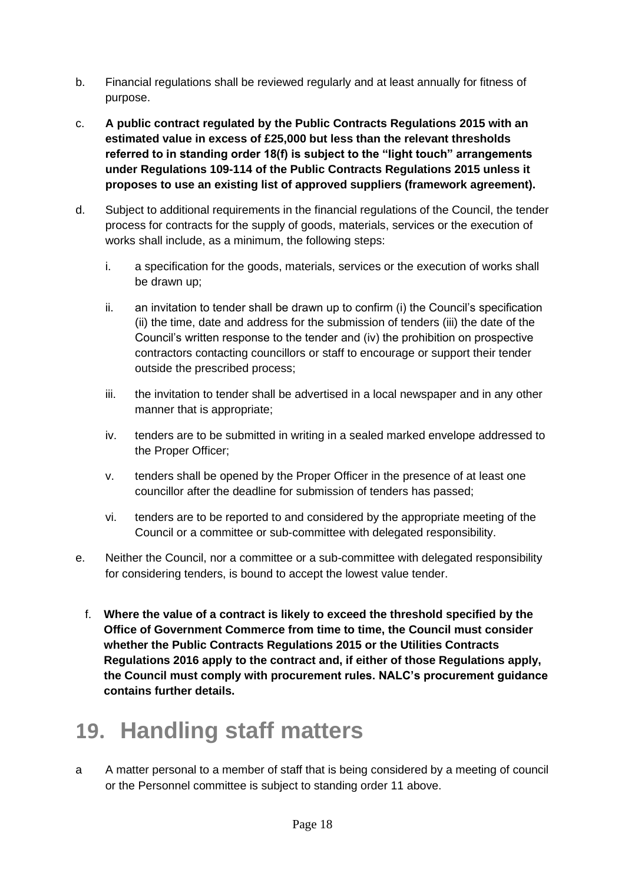b. Financial regulations shall be reviewed regularly and at least annually for fitness of purpose.

c. **A public contract regulated by the Public Contracts Regulations 2015 with an estimated value in excess of £25,000 but less than the relevant thresholds referred to in standing order 18(f) is subject to the "light touch" arrangements under Regulations 109-114 of the Public Contracts Regulations 2015 unless it proposes to use an existing list of approved suppliers (framework agreement).**

d. Subject to additional requirements in the financial regulations of the Council, the tender process for contracts for the supply of goods, materials, services or the execution of works shall include, as a minimum, the following steps:

   i. a specification for the goods, materials, services or the execution of works shall be drawn up;

   ii. an invitation to tender shall be drawn up to confirm (i) the Council's specification (ii) the time, date and address for the submission of tenders (iii) the date of the Council's written response to the tender and (iv) the prohibition on prospective contractors contacting councillors or staff to encourage or support their tender outside the prescribed process;

   iii. the invitation to tender shall be advertised in a local newspaper and in any other manner that is appropriate;

   iv. tenders are to be submitted in writing in a sealed marked envelope addressed to the Proper Officer;

   v. tenders shall be opened by the Proper Officer in the presence of at least one councillor after the deadline for submission of tenders has passed;

   vi. tenders are to be reported to and considered by the appropriate meeting of the Council or a committee or sub-committee with delegated responsibility.

e. Neither the Council, nor a committee or a sub-committee with delegated responsibility for considering tenders, is bound to accept the lowest value tender.

f. **Where the value of a contract is likely to exceed the threshold specified by the Office of Government Commerce from time to time, the Council must consider whether the Public Contracts Regulations 2015 or the Utilities Contracts Regulations 2016 apply to the contract and, if either of those Regulations apply, the Council must comply with procurement rules. NALC's procurement guidance contains further details.**

# 19. Handling staff matters

a A matter personal to a member of staff that is being considered by a meeting of council or the Personnel committee is subject to standing order 11 above.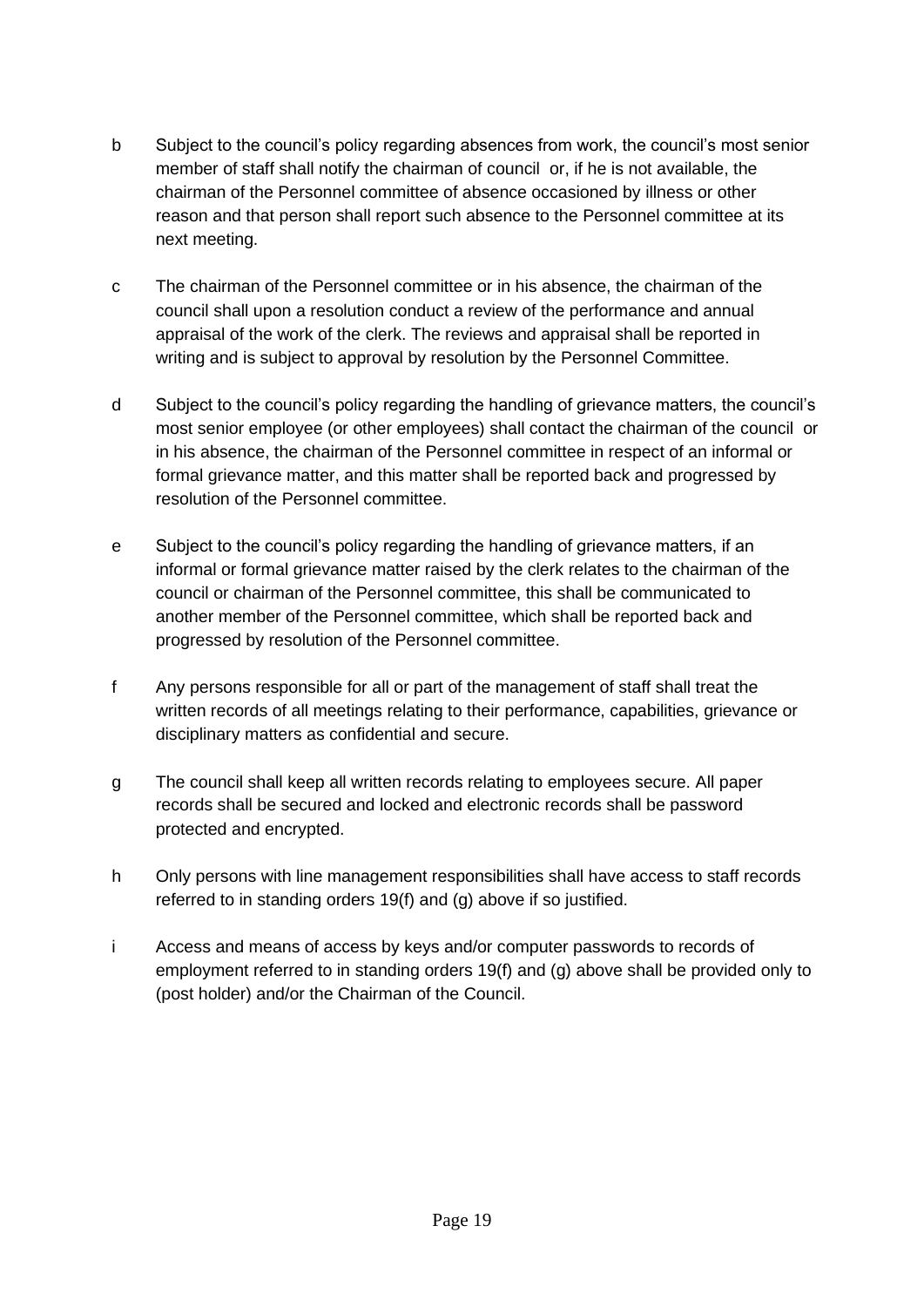b Subject to the council's policy regarding absences from work, the council's most senior member of staff shall notify the chairman of council or, if he is not available, the chairman of the Personnel committee of absence occasioned by illness or other reason and that person shall report such absence to the Personnel committee at its next meeting.

c The chairman of the Personnel committee or in his absence, the chairman of the council shall upon a resolution conduct a review of the performance and annual appraisal of the work of the clerk. The reviews and appraisal shall be reported in writing and is subject to approval by resolution by the Personnel Committee.

d Subject to the council's policy regarding the handling of grievance matters, the council's most senior employee (or other employees) shall contact the chairman of the council or in his absence, the chairman of the Personnel committee in respect of an informal or formal grievance matter, and this matter shall be reported back and progressed by resolution of the Personnel committee.

e Subject to the council's policy regarding the handling of grievance matters, if an informal or formal grievance matter raised by the clerk relates to the chairman of the council or chairman of the Personnel committee, this shall be communicated to another member of the Personnel committee, which shall be reported back and progressed by resolution of the Personnel committee.

f Any persons responsible for all or part of the management of staff shall treat the written records of all meetings relating to their performance, capabilities, grievance or disciplinary matters as confidential and secure.

g The council shall keep all written records relating to employees secure. All paper records shall be secured and locked and electronic records shall be password protected and encrypted.

h Only persons with line management responsibilities shall have access to staff records referred to in standing orders 19(f) and (g) above if so justified.

i Access and means of access by keys and/or computer passwords to records of employment referred to in standing orders 19(f) and (g) above shall be provided only to (post holder) and/or the Chairman of the Council.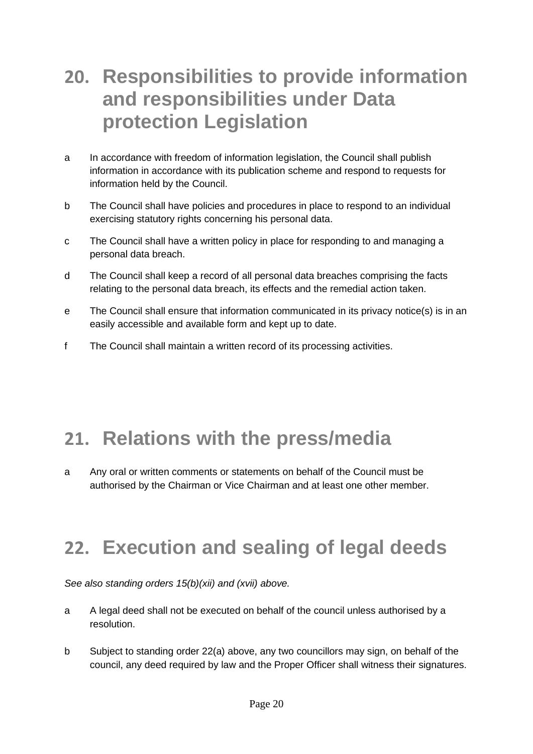## 20. Responsibilities to provide information and responsibilities under Data protection Legislation

a. In accordance with freedom of information legislation, the Council shall publish information in accordance with its publication scheme and respond to requests for information held by the Council.

b. The Council shall have policies and procedures in place to respond to an individual exercising statutory rights concerning his personal data.

c. The Council shall have a written policy in place for responding to and managing a personal data breach.

d. The Council shall keep a record of all personal data breaches comprising the facts relating to the personal data breach, its effects and the remedial action taken.

e. The Council shall ensure that information communicated in its privacy notice(s) is in an easily accessible and available form and kept up to date.

f. The Council shall maintain a written record of its processing activities.

## 21. Relations with the press/media

a. Any oral or written comments or statements on behalf of the Council must be authorised by the Chairman or Vice Chairman and at least one other member.

## 22. Execution and sealing of legal deeds

*See also standing orders 15(b)(xii) and (xvii) above.*

a. A legal deed shall not be executed on behalf of the council unless authorised by a resolution.

b. Subject to standing order 22(a) above, any two councillors may sign, on behalf of the council, any deed required by law and the Proper Officer shall witness their signatures.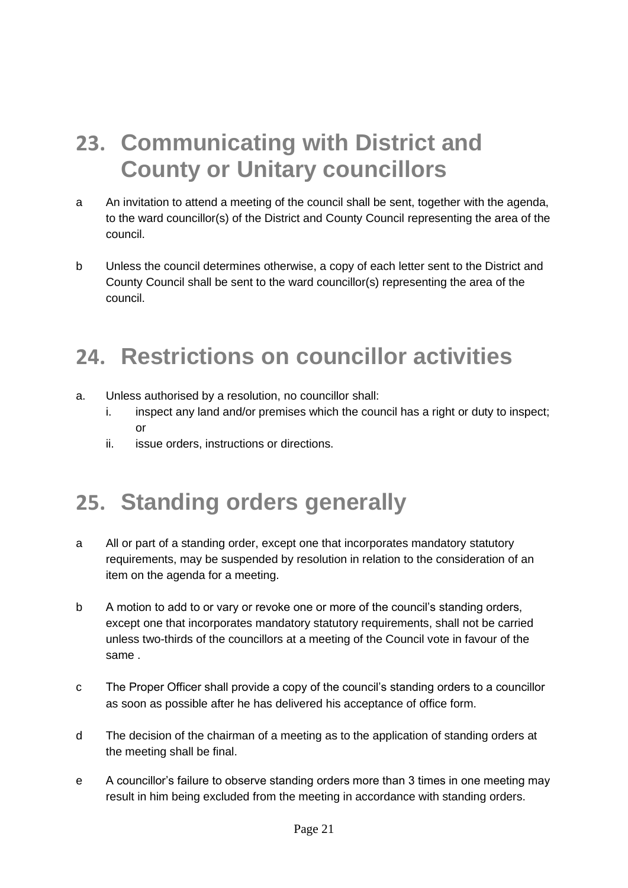## 23. Communicating with District and County or Unitary councillors

a An invitation to attend a meeting of the council shall be sent, together with the agenda, to the ward councillor(s) of the District and County Council representing the area of the council.

b Unless the council determines otherwise, a copy of each letter sent to the District and County Council shall be sent to the ward councillor(s) representing the area of the council.

## 24. Restrictions on councillor activities

a. Unless authorised by a resolution, no councillor shall:
   i. inspect any land and/or premises which the council has a right or duty to inspect; or
   ii. issue orders, instructions or directions.

## 25. Standing orders generally

a All or part of a standing order, except one that incorporates mandatory statutory requirements, may be suspended by resolution in relation to the consideration of an item on the agenda for a meeting.

b A motion to add to or vary or revoke one or more of the council's standing orders, except one that incorporates mandatory statutory requirements, shall not be carried unless two-thirds of the councillors at a meeting of the Council vote in favour of the same .

c The Proper Officer shall provide a copy of the council's standing orders to a councillor as soon as possible after he has delivered his acceptance of office form.

d The decision of the chairman of a meeting as to the application of standing orders at the meeting shall be final.

e A councillor's failure to observe standing orders more than 3 times in one meeting may result in him being excluded from the meeting in accordance with standing orders.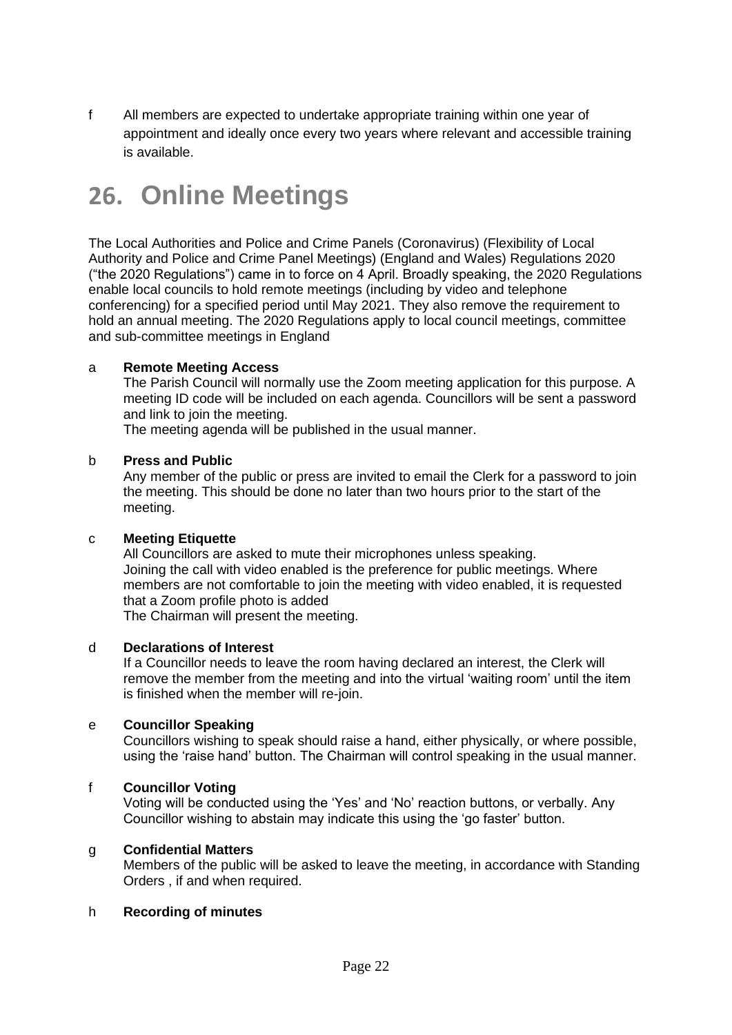f All members are expected to undertake appropriate training within one year of appointment and ideally once every two years where relevant and accessible training is available.

# 26. Online Meetings

The Local Authorities and Police and Crime Panels (Coronavirus) (Flexibility of Local Authority and Police and Crime Panel Meetings) (England and Wales) Regulations 2020 ("the 2020 Regulations") came in to force on 4 April. Broadly speaking, the 2020 Regulations enable local councils to hold remote meetings (including by video and telephone conferencing) for a specified period until May 2021. They also remove the requirement to hold an annual meeting. The 2020 Regulations apply to local council meetings, committee and sub-committee meetings in England

a **Remote Meeting Access**
The Parish Council will normally use the Zoom meeting application for this purpose. A meeting ID code will be included on each agenda. Councillors will be sent a password and link to join the meeting.
The meeting agenda will be published in the usual manner.

b **Press and Public**
Any member of the public or press are invited to email the Clerk for a password to join the meeting. This should be done no later than two hours prior to the start of the meeting.

c **Meeting Etiquette**
All Councillors are asked to mute their microphones unless speaking.
Joining the call with video enabled is the preference for public meetings. Where members are not comfortable to join the meeting with video enabled, it is requested that a Zoom profile photo is added
The Chairman will present the meeting.

d **Declarations of Interest**
If a Councillor needs to leave the room having declared an interest, the Clerk will remove the member from the meeting and into the virtual 'waiting room' until the item is finished when the member will re-join.

e **Councillor Speaking**
Councillors wishing to speak should raise a hand, either physically, or where possible, using the 'raise hand' button. The Chairman will control speaking in the usual manner.

f **Councillor Voting**
Voting will be conducted using the 'Yes' and 'No' reaction buttons, or verbally. Any Councillor wishing to abstain may indicate this using the 'go faster' button.

g **Confidential Matters**
Members of the public will be asked to leave the meeting, in accordance with Standing Orders , if and when required.

h **Recording of minutes**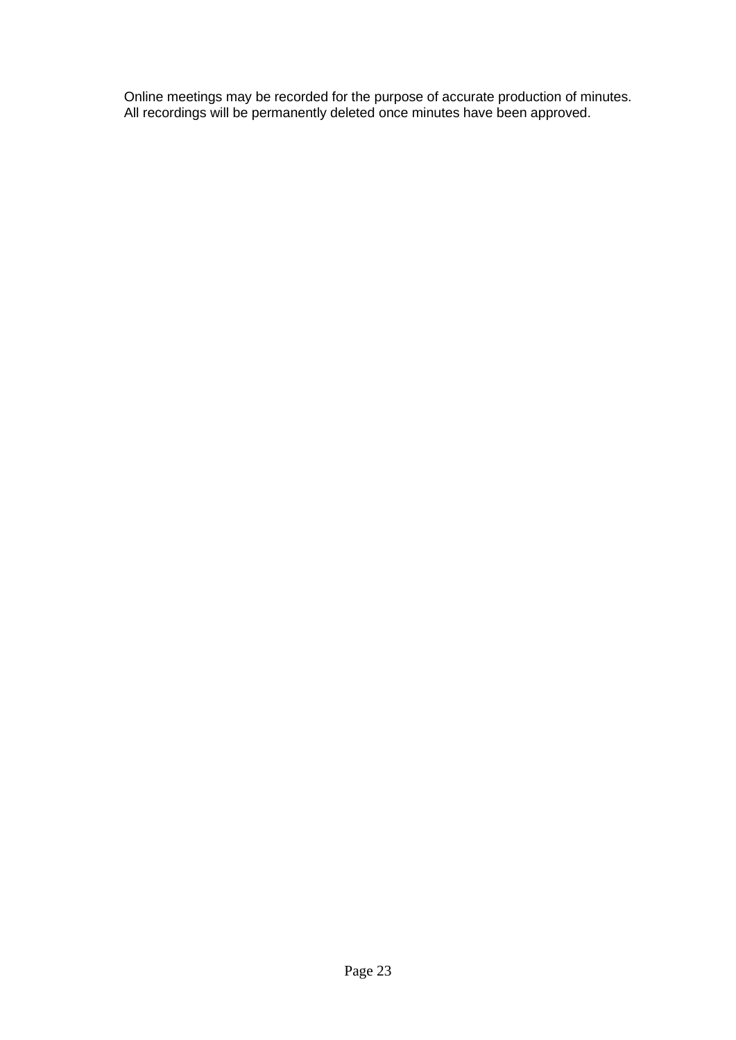Online meetings may be recorded for the purpose of accurate production of minutes. All recordings will be permanently deleted once minutes have been approved.